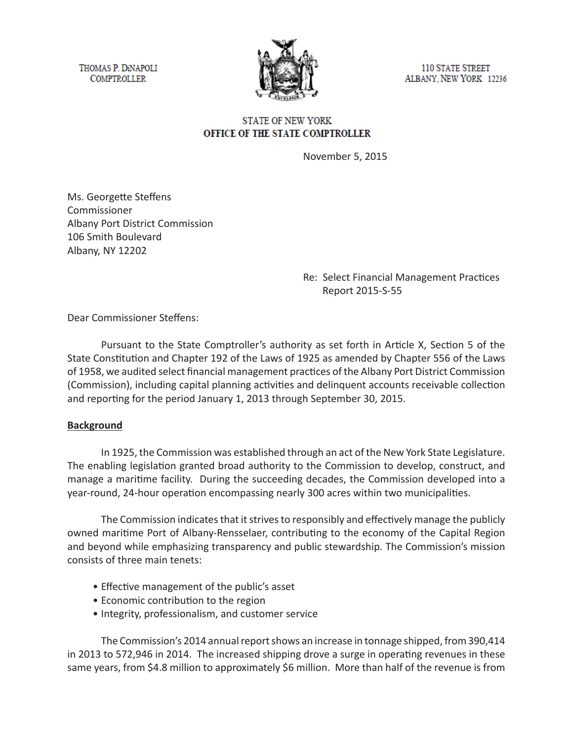THOMAS P. DiNAPOLI
COMPTROLLER

110 STATE STREET
ALBANY, NEW YORK 12236

STATE OF NEW YORK
**OFFICE OF THE STATE COMPTROLLER**

November 5, 2015

Ms. Georgette Steffens
Commissioner
Albany Port District Commission
106 Smith Boulevard
Albany, NY 12202

Re: Select Financial Management Practices
Report 2015-S-55

Dear Commissioner Steffens:

Pursuant to the State Comptroller's authority as set forth in Article X, Section 5 of the State Constitution and Chapter 192 of the Laws of 1925 as amended by Chapter 556 of the Laws of 1958, we audited select financial management practices of the Albany Port District Commission (Commission), including capital planning activities and delinquent accounts receivable collection and reporting for the period January 1, 2013 through September 30, 2015.

## Background

In 1925, the Commission was established through an act of the New York State Legislature. The enabling legislation granted broad authority to the Commission to develop, construct, and manage a maritime facility. During the succeeding decades, the Commission developed into a year-round, 24-hour operation encompassing nearly 300 acres within two municipalities.

The Commission indicates that it strives to responsibly and effectively manage the publicly owned maritime Port of Albany-Rensselaer, contributing to the economy of the Capital Region and beyond while emphasizing transparency and public stewardship. The Commission's mission consists of three main tenets:

- Effective management of the public's asset
- Economic contribution to the region
- Integrity, professionalism, and customer service

The Commission's 2014 annual report shows an increase in tonnage shipped, from 390,414 in 2013 to 572,946 in 2014. The increased shipping drove a surge in operating revenues in these same years, from $4.8 million to approximately $6 million. More than half of the revenue is from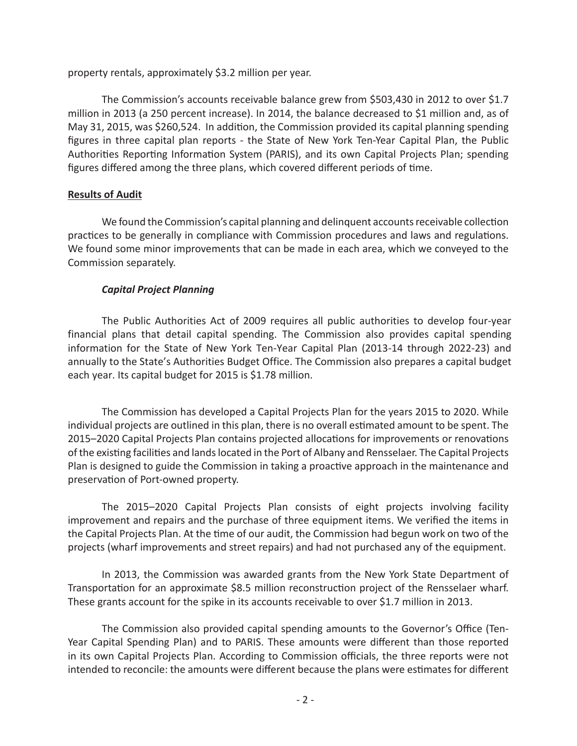property rentals, approximately $3.2 million per year.

The Commission's accounts receivable balance grew from $503,430 in 2012 to over $1.7 million in 2013 (a 250 percent increase). In 2014, the balance decreased to $1 million and, as of May 31, 2015, was $260,524. In addition, the Commission provided its capital planning spending figures in three capital plan reports - the State of New York Ten-Year Capital Plan, the Public Authorities Reporting Information System (PARIS), and its own Capital Projects Plan; spending figures differed among the three plans, which covered different periods of time.

**Results of Audit**

We found the Commission's capital planning and delinquent accounts receivable collection practices to be generally in compliance with Commission procedures and laws and regulations. We found some minor improvements that can be made in each area, which we conveyed to the Commission separately.

***Capital Project Planning***

The Public Authorities Act of 2009 requires all public authorities to develop four-year financial plans that detail capital spending. The Commission also provides capital spending information for the State of New York Ten-Year Capital Plan (2013-14 through 2022-23) and annually to the State's Authorities Budget Office. The Commission also prepares a capital budget each year. Its capital budget for 2015 is $1.78 million.

The Commission has developed a Capital Projects Plan for the years 2015 to 2020. While individual projects are outlined in this plan, there is no overall estimated amount to be spent. The 2015–2020 Capital Projects Plan contains projected allocations for improvements or renovations of the existing facilities and lands located in the Port of Albany and Rensselaer. The Capital Projects Plan is designed to guide the Commission in taking a proactive approach in the maintenance and preservation of Port-owned property.

The 2015–2020 Capital Projects Plan consists of eight projects involving facility improvement and repairs and the purchase of three equipment items. We verified the items in the Capital Projects Plan. At the time of our audit, the Commission had begun work on two of the projects (wharf improvements and street repairs) and had not purchased any of the equipment.

In 2013, the Commission was awarded grants from the New York State Department of Transportation for an approximate $8.5 million reconstruction project of the Rensselaer wharf. These grants account for the spike in its accounts receivable to over $1.7 million in 2013.

The Commission also provided capital spending amounts to the Governor's Office (Ten-Year Capital Spending Plan) and to PARIS. These amounts were different than those reported in its own Capital Projects Plan. According to Commission officials, the three reports were not intended to reconcile: the amounts were different because the plans were estimates for different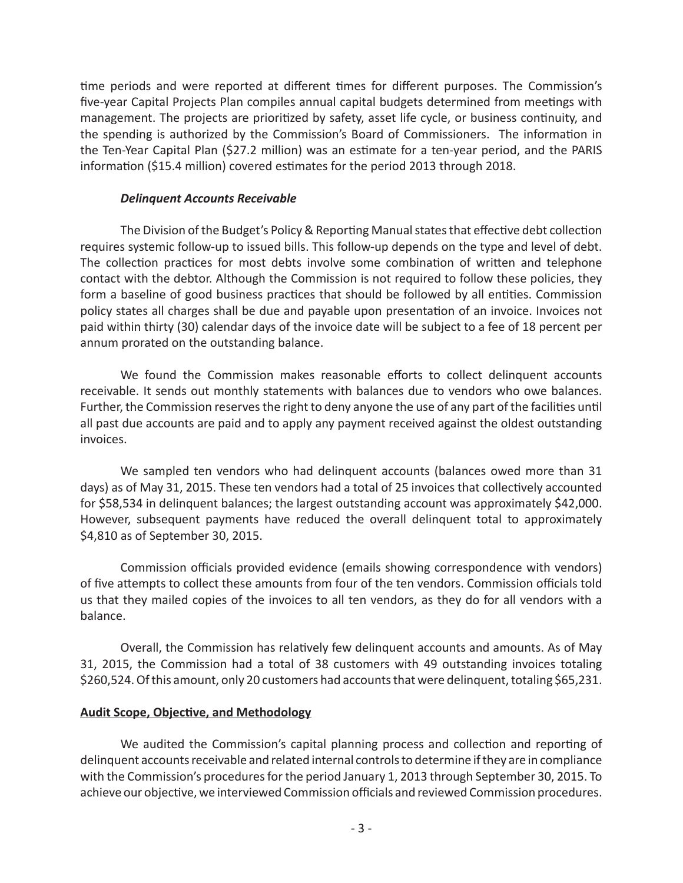time periods and were reported at different times for different purposes. The Commission's five-year Capital Projects Plan compiles annual capital budgets determined from meetings with management. The projects are prioritized by safety, asset life cycle, or business continuity, and the spending is authorized by the Commission's Board of Commissioners. The information in the Ten-Year Capital Plan ($27.2 million) was an estimate for a ten-year period, and the PARIS information ($15.4 million) covered estimates for the period 2013 through 2018.

### *Delinquent Accounts Receivable*

The Division of the Budget's Policy & Reporting Manual states that effective debt collection requires systemic follow-up to issued bills. This follow-up depends on the type and level of debt. The collection practices for most debts involve some combination of written and telephone contact with the debtor. Although the Commission is not required to follow these policies, they form a baseline of good business practices that should be followed by all entities. Commission policy states all charges shall be due and payable upon presentation of an invoice. Invoices not paid within thirty (30) calendar days of the invoice date will be subject to a fee of 18 percent per annum prorated on the outstanding balance.

We found the Commission makes reasonable efforts to collect delinquent accounts receivable. It sends out monthly statements with balances due to vendors who owe balances. Further, the Commission reserves the right to deny anyone the use of any part of the facilities until all past due accounts are paid and to apply any payment received against the oldest outstanding invoices.

We sampled ten vendors who had delinquent accounts (balances owed more than 31 days) as of May 31, 2015. These ten vendors had a total of 25 invoices that collectively accounted for $58,534 in delinquent balances; the largest outstanding account was approximately $42,000. However, subsequent payments have reduced the overall delinquent total to approximately $4,810 as of September 30, 2015.

Commission officials provided evidence (emails showing correspondence with vendors) of five attempts to collect these amounts from four of the ten vendors. Commission officials told us that they mailed copies of the invoices to all ten vendors, as they do for all vendors with a balance.

Overall, the Commission has relatively few delinquent accounts and amounts. As of May 31, 2015, the Commission had a total of 38 customers with 49 outstanding invoices totaling $260,524. Of this amount, only 20 customers had accounts that were delinquent, totaling $65,231.

## Audit Scope, Objective, and Methodology

We audited the Commission's capital planning process and collection and reporting of delinquent accounts receivable and related internal controls to determine if they are in compliance with the Commission's procedures for the period January 1, 2013 through September 30, 2015. To achieve our objective, we interviewed Commission officials and reviewed Commission procedures.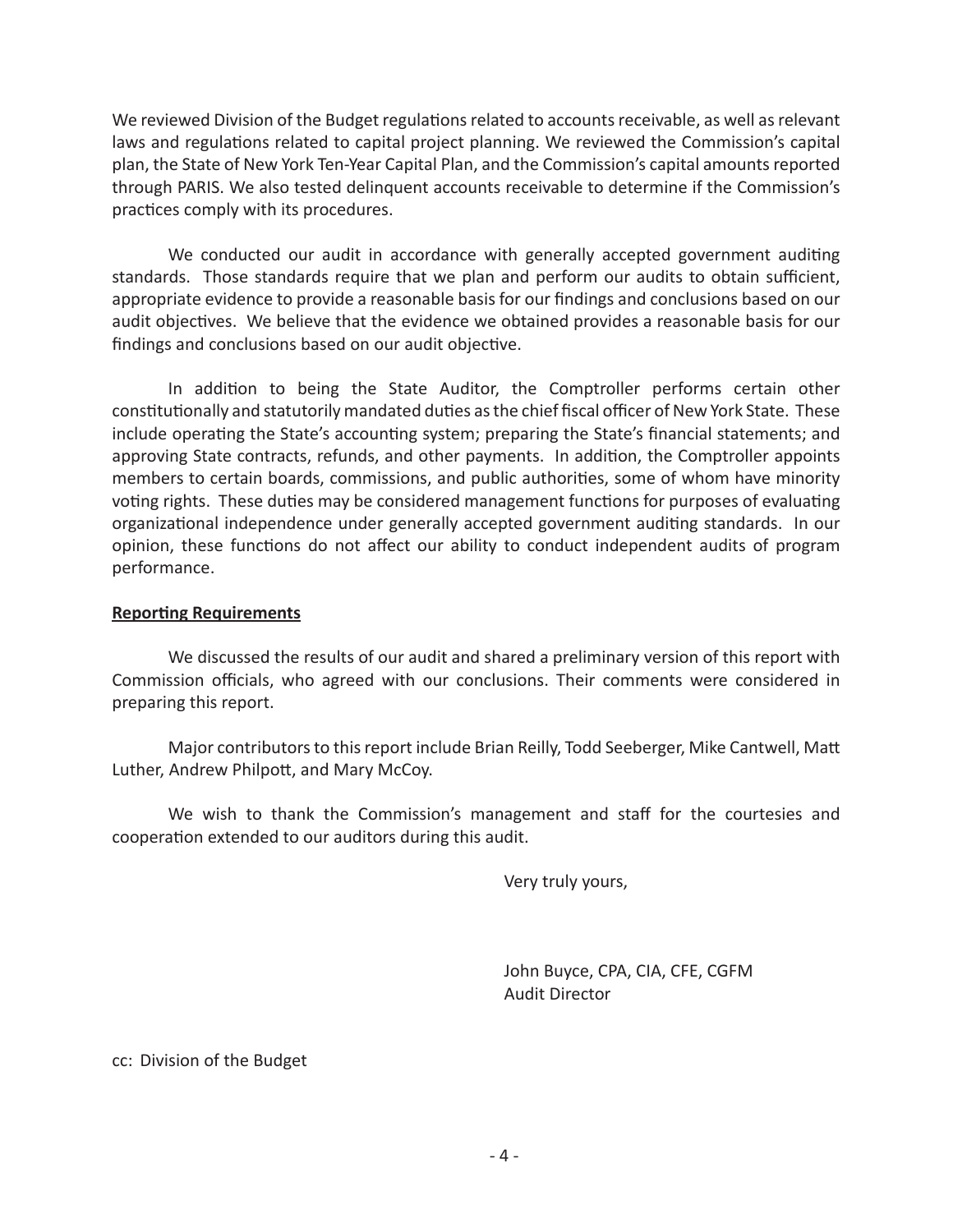We reviewed Division of the Budget regulations related to accounts receivable, as well as relevant laws and regulations related to capital project planning. We reviewed the Commission's capital plan, the State of New York Ten-Year Capital Plan, and the Commission's capital amounts reported through PARIS. We also tested delinquent accounts receivable to determine if the Commission's practices comply with its procedures.

We conducted our audit in accordance with generally accepted government auditing standards. Those standards require that we plan and perform our audits to obtain sufficient, appropriate evidence to provide a reasonable basis for our findings and conclusions based on our audit objectives. We believe that the evidence we obtained provides a reasonable basis for our findings and conclusions based on our audit objective.

In addition to being the State Auditor, the Comptroller performs certain other constitutionally and statutorily mandated duties as the chief fiscal officer of New York State. These include operating the State's accounting system; preparing the State's financial statements; and approving State contracts, refunds, and other payments. In addition, the Comptroller appoints members to certain boards, commissions, and public authorities, some of whom have minority voting rights. These duties may be considered management functions for purposes of evaluating organizational independence under generally accepted government auditing standards. In our opinion, these functions do not affect our ability to conduct independent audits of program performance.

**Reporting Requirements**

We discussed the results of our audit and shared a preliminary version of this report with Commission officials, who agreed with our conclusions. Their comments were considered in preparing this report.

Major contributors to this report include Brian Reilly, Todd Seeberger, Mike Cantwell, Matt Luther, Andrew Philpott, and Mary McCoy.

We wish to thank the Commission's management and staff for the courtesies and cooperation extended to our auditors during this audit.

Very truly yours,

John Buyce, CPA, CIA, CFE, CGFM
Audit Director

cc: Division of the Budget